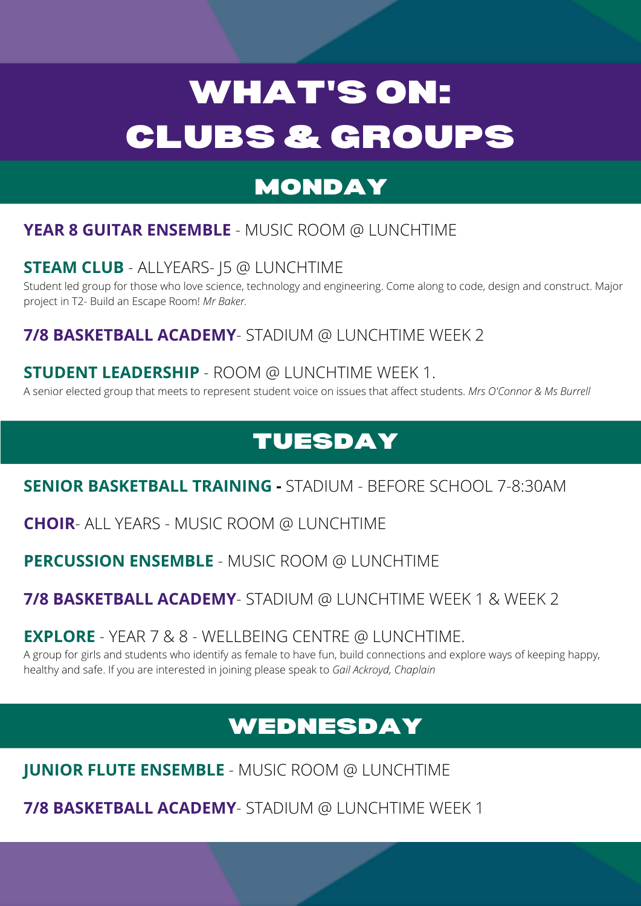# WHAT'S ON: CLUBS & GROUPS

## MONDAY

**YEAR 8 GUITAR ENSEMBLE** - MUSIC ROOM @ LUNCHTIME

**STEAM CLUB** - ALLYEARS- J5 @ LUNCHTIME

Student led group for those who love science, technology and engineering. Come along to code, design and construct. Major project in T2- Build an Escape Room! *Mr Baker.*

**7/8 BASKETBALL ACADEMY**- STADIUM @ LUNCHTIME WEEK 2

**STUDENT LEADERSHIP** - ROOM @ LUNCHTIME WEEK 1.

A senior elected group that meets to represent student voice on issues that affect students. *Mrs O'Connor & Ms Burrell*

## TUESDAY

**SENIOR BASKETBALL TRAINING -** STADIUM - BEFORE SCHOOL 7-8:30AM

**CHOIR**- ALL YEARS - MUSIC ROOM @ LUNCHTIME

**PERCUSSION ENSEMBLE** - MUSIC ROOM @ LUNCHTIME

**7/8 BASKETBALL ACADEMY**- STADIUM @ LUNCHTIME WEEK 1 & WEEK 2

**EXPLORE** - YEAR 7 & 8 - WELLBEING CENTRE @ LUNCHTIME.

A group for girls and students who identify as female to have fun, build connections and explore ways of keeping happy, healthy and safe. If you are interested in joining please speak to *Gail Ackroyd, Chaplain*

## WEDNESDAY

**JUNIOR FLUTE ENSEMBLE** - MUSIC ROOM @ LUNCHTIME

**7/8 BASKETBALL ACADEMY**- STADIUM @ LUNCHTIME WEEK 1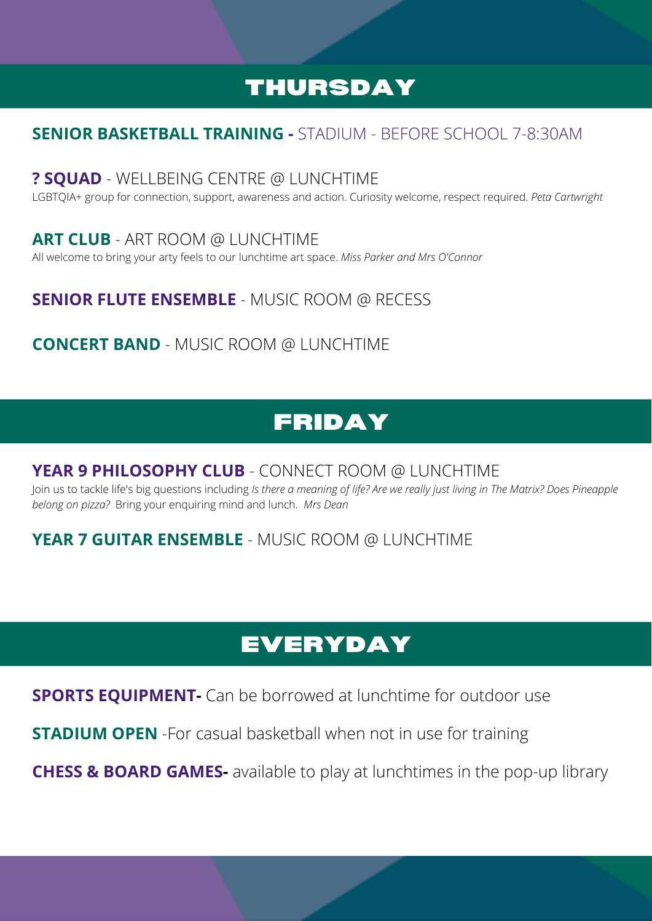## THURSDAY

**SENIOR BASKETBALL TRAINING -** STADIUM - BEFORE SCHOOL 7-8:30AM

**? SQUAD** - WELLBEING CENTRE @ LUNCHTIME

LGBTQIA+ group for connection, support, awareness and action. Curiosity welcome, respect required. *Peta Cartwright*

**ART CLUB** - ART ROOM @ LUNCHTIME

All welcome to bring your arty feels to our lunchtime art space. *Miss Parker and Mrs O'Connor*

**SENIOR FLUTE ENSEMBLE** - MUSIC ROOM @ RECESS

**CONCERT BAND** - MUSIC ROOM @ LUNCHTIME

## FRIDAY

**YEAR 9 PHILOSOPHY CLUB** - CONNECT ROOM @ LUNCHTIME

Join us to tackle life's big questions including *Is there a meaning of life? Are we really just living in The Matrix? Does Pineapple belong on pizza?* Bring your enquiring mind and lunch. *Mrs Dean*

**YEAR 7 GUITAR ENSEMBLE** - MUSIC ROOM @ LUNCHTIME

## EVERYDAY

**SPORTS EQUIPMENT-** Can be borrowed at lunchtime for outdoor use

**STADIUM OPEN** -For casual basketball when not in use for training

**CHESS & BOARD GAMES-** available to play at lunchtimes in the pop-up library